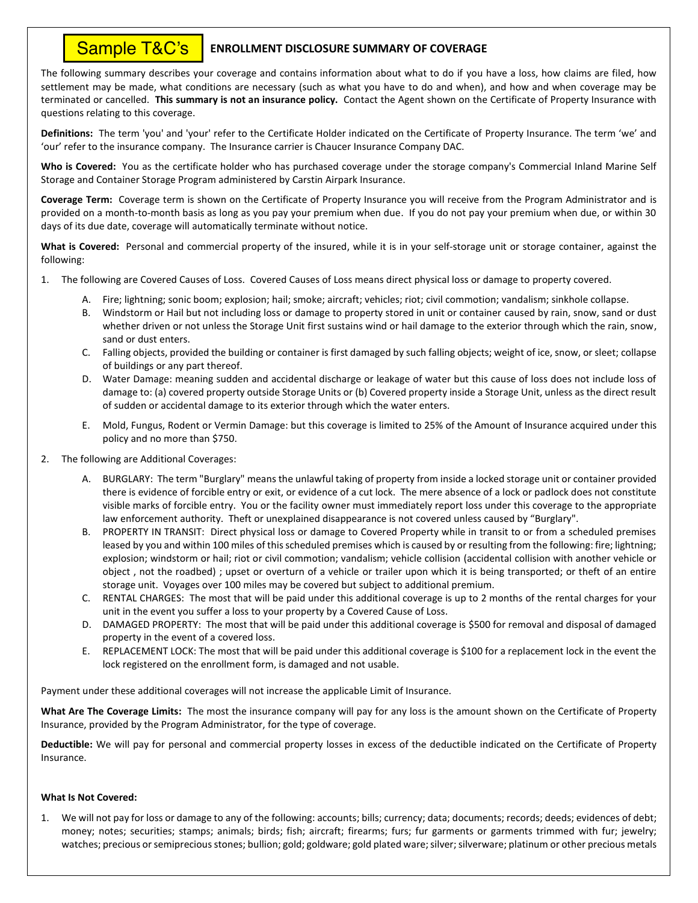**Sample T&C's** **ENROLLMENT DISCLOSURE SUMMARY OF COVERAGE**

The following summary describes your coverage and contains information about what to do if you have a loss, how claims are filed, how settlement may be made, what conditions are necessary (such as what you have to do and when), and how and when coverage may be terminated or cancelled. **This summary is not an insurance policy.** Contact the Agent shown on the Certificate of Property Insurance with questions relating to this coverage.

**Definitions:** The term 'you' and 'your' refer to the Certificate Holder indicated on the Certificate of Property Insurance. The term 'we' and 'our' refer to the insurance company. The Insurance carrier is Chaucer Insurance Company DAC.

**Who is Covered:** You as the certificate holder who has purchased coverage under the storage company's Commercial Inland Marine Self Storage and Container Storage Program administered by Carstin Airpark Insurance.

**Coverage Term:** Coverage term is shown on the Certificate of Property Insurance you will receive from the Program Administrator and is provided on a month-to-month basis as long as you pay your premium when due. If you do not pay your premium when due, or within 30 days of its due date, coverage will automatically terminate without notice.

**What is Covered:** Personal and commercial property of the insured, while it is in your self-storage unit or storage container, against the following:

1. The following are Covered Causes of Loss. Covered Causes of Loss means direct physical loss or damage to property covered.
   - A. Fire; lightning; sonic boom; explosion; hail; smoke; aircraft; vehicles; riot; civil commotion; vandalism; sinkhole collapse.
   - B. Windstorm or Hail but not including loss or damage to property stored in unit or container caused by rain, snow, sand or dust whether driven or not unless the Storage Unit first sustains wind or hail damage to the exterior through which the rain, snow, sand or dust enters.
   - C. Falling objects, provided the building or container is first damaged by such falling objects; weight of ice, snow, or sleet; collapse of buildings or any part thereof.
   - D. Water Damage: meaning sudden and accidental discharge or leakage of water but this cause of loss does not include loss of damage to: (a) covered property outside Storage Units or (b) Covered property inside a Storage Unit, unless as the direct result of sudden or accidental damage to its exterior through which the water enters.
   - E. Mold, Fungus, Rodent or Vermin Damage: but this coverage is limited to 25% of the Amount of Insurance acquired under this policy and no more than $750.
2. The following are Additional Coverages:
   - A. BURGLARY: The term "Burglary" means the unlawful taking of property from inside a locked storage unit or container provided there is evidence of forcible entry or exit, or evidence of a cut lock. The mere absence of a lock or padlock does not constitute visible marks of forcible entry. You or the facility owner must immediately report loss under this coverage to the appropriate law enforcement authority. Theft or unexplained disappearance is not covered unless caused by "Burglary".
   - B. PROPERTY IN TRANSIT: Direct physical loss or damage to Covered Property while in transit to or from a scheduled premises leased by you and within 100 miles of this scheduled premises which is caused by or resulting from the following: fire; lightning; explosion; windstorm or hail; riot or civil commotion; vandalism; vehicle collision (accidental collision with another vehicle or object , not the roadbed) ; upset or overturn of a vehicle or trailer upon which it is being transported; or theft of an entire storage unit. Voyages over 100 miles may be covered but subject to additional premium.
   - C. RENTAL CHARGES: The most that will be paid under this additional coverage is up to 2 months of the rental charges for your unit in the event you suffer a loss to your property by a Covered Cause of Loss.
   - D. DAMAGED PROPERTY: The most that will be paid under this additional coverage is $500 for removal and disposal of damaged property in the event of a covered loss.
   - E. REPLACEMENT LOCK: The most that will be paid under this additional coverage is $100 for a replacement lock in the event the lock registered on the enrollment form, is damaged and not usable.

Payment under these additional coverages will not increase the applicable Limit of Insurance.

**What Are The Coverage Limits:** The most the insurance company will pay for any loss is the amount shown on the Certificate of Property Insurance, provided by the Program Administrator, for the type of coverage.

**Deductible:** We will pay for personal and commercial property losses in excess of the deductible indicated on the Certificate of Property Insurance.

**What Is Not Covered:**

1. We will not pay for loss or damage to any of the following: accounts; bills; currency; data; documents; records; deeds; evidences of debt; money; notes; securities; stamps; animals; birds; fish; aircraft; firearms; furs; fur garments or garments trimmed with fur; jewelry; watches; precious or semiprecious stones; bullion; gold; goldware; gold plated ware; silver; silverware; platinum or other precious metals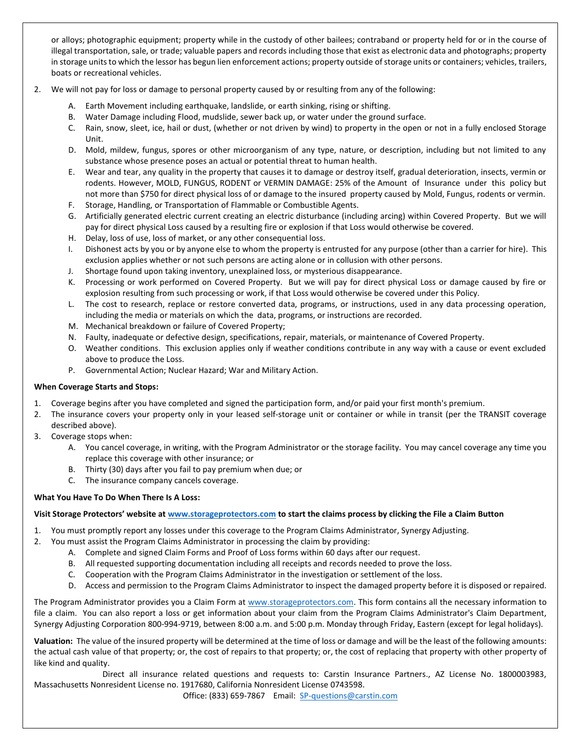or alloys; photographic equipment; property while in the custody of other bailees; contraband or property held for or in the course of illegal transportation, sale, or trade; valuable papers and records including those that exist as electronic data and photographs; property in storage units to which the lessor has begun lien enforcement actions; property outside of storage units or containers; vehicles, trailers, boats or recreational vehicles.

2. We will not pay for loss or damage to personal property caused by or resulting from any of the following:
   A. Earth Movement including earthquake, landslide, or earth sinking, rising or shifting.
   B. Water Damage including Flood, mudslide, sewer back up, or water under the ground surface.
   C. Rain, snow, sleet, ice, hail or dust, (whether or not driven by wind) to property in the open or not in a fully enclosed Storage Unit.
   D. Mold, mildew, fungus, spores or other microorganism of any type, nature, or description, including but not limited to any substance whose presence poses an actual or potential threat to human health.
   E. Wear and tear, any quality in the property that causes it to damage or destroy itself, gradual deterioration, insects, vermin or rodents. However, MOLD, FUNGUS, RODENT or VERMIN DAMAGE: 25% of the Amount of Insurance under this policy but not more than $750 for direct physical loss of or damage to the insured property caused by Mold, Fungus, rodents or vermin.
   F. Storage, Handling, or Transportation of Flammable or Combustible Agents.
   G. Artificially generated electric current creating an electric disturbance (including arcing) within Covered Property. But we will pay for direct physical Loss caused by a resulting fire or explosion if that Loss would otherwise be covered.
   H. Delay, loss of use, loss of market, or any other consequential loss.
   I. Dishonest acts by you or by anyone else to whom the property is entrusted for any purpose (other than a carrier for hire). This exclusion applies whether or not such persons are acting alone or in collusion with other persons.
   J. Shortage found upon taking inventory, unexplained loss, or mysterious disappearance.
   K. Processing or work performed on Covered Property. But we will pay for direct physical Loss or damage caused by fire or explosion resulting from such processing or work, if that Loss would otherwise be covered under this Policy.
   L. The cost to research, replace or restore converted data, programs, or instructions, used in any data processing operation, including the media or materials on which the data, programs, or instructions are recorded.
   M. Mechanical breakdown or failure of Covered Property;
   N. Faulty, inadequate or defective design, specifications, repair, materials, or maintenance of Covered Property.
   O. Weather conditions. This exclusion applies only if weather conditions contribute in any way with a cause or event excluded above to produce the Loss.
   P. Governmental Action; Nuclear Hazard; War and Military Action.

**When Coverage Starts and Stops:**

1. Coverage begins after you have completed and signed the participation form, and/or paid your first month's premium.
2. The insurance covers your property only in your leased self-storage unit or container or while in transit (per the TRANSIT coverage described above).
3. Coverage stops when:
   A. You cancel coverage, in writing, with the Program Administrator or the storage facility. You may cancel coverage any time you replace this coverage with other insurance; or
   B. Thirty (30) days after you fail to pay premium when due; or
   C. The insurance company cancels coverage.

**What You Have To Do When There Is A Loss:**

**Visit Storage Protectors' website at www.storageprotectors.com to start the claims process by clicking the File a Claim Button**

1. You must promptly report any losses under this coverage to the Program Claims Administrator, Synergy Adjusting.
2. You must assist the Program Claims Administrator in processing the claim by providing:
   A. Complete and signed Claim Forms and Proof of Loss forms within 60 days after our request.
   B. All requested supporting documentation including all receipts and records needed to prove the loss.
   C. Cooperation with the Program Claims Administrator in the investigation or settlement of the loss.
   D. Access and permission to the Program Claims Administrator to inspect the damaged property before it is disposed or repaired.

The Program Administrator provides you a Claim Form at www.storageprotectors.com. This form contains all the necessary information to file a claim. You can also report a loss or get information about your claim from the Program Claims Administrator's Claim Department, Synergy Adjusting Corporation 800-994-9719, between 8:00 a.m. and 5:00 p.m. Monday through Friday, Eastern (except for legal holidays).

**Valuation:** The value of the insured property will be determined at the time of loss or damage and will be the least of the following amounts: the actual cash value of that property; or, the cost of repairs to that property; or, the cost of replacing that property with other property of like kind and quality.

Direct all insurance related questions and requests to: Carstin Insurance Partners., AZ License No. 1800003983, Massachusetts Nonresident License no. 1917680, California Nonresident License 0743598.

Office: (833) 659-7867 Email: SP-questions@carstin.com